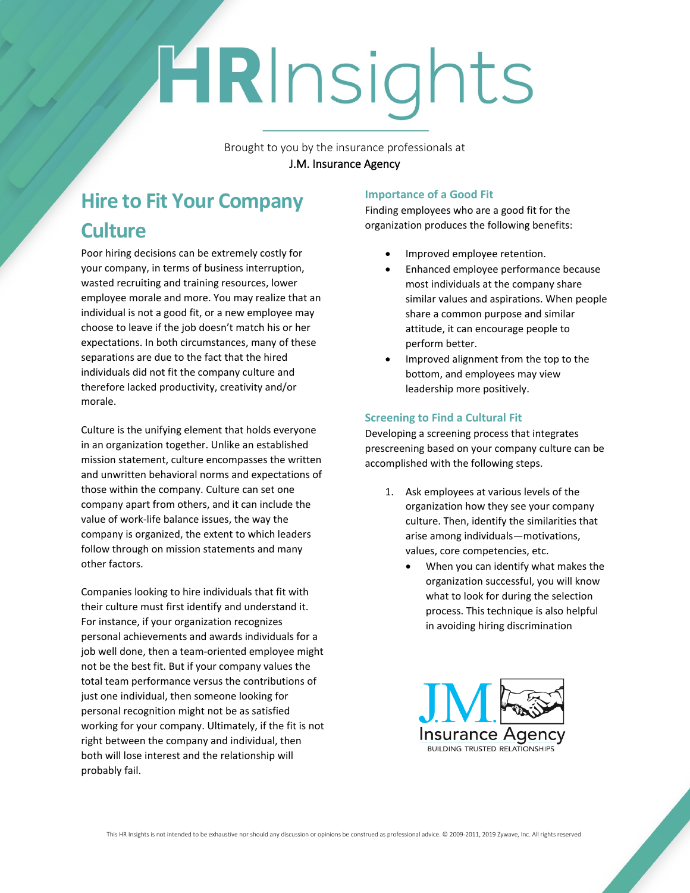# HRInsights

Brought to you by the insurance professionals at
J.M. Insurance Agency

## Hire to Fit Your Company Culture

Poor hiring decisions can be extremely costly for your company, in terms of business interruption, wasted recruiting and training resources, lower employee morale and more. You may realize that an individual is not a good fit, or a new employee may choose to leave if the job doesn't match his or her expectations. In both circumstances, many of these separations are due to the fact that the hired individuals did not fit the company culture and therefore lacked productivity, creativity and/or morale.

Culture is the unifying element that holds everyone in an organization together. Unlike an established mission statement, culture encompasses the written and unwritten behavioral norms and expectations of those within the company. Culture can set one company apart from others, and it can include the value of work-life balance issues, the way the company is organized, the extent to which leaders follow through on mission statements and many other factors.

Companies looking to hire individuals that fit with their culture must first identify and understand it. For instance, if your organization recognizes personal achievements and awards individuals for a job well done, then a team-oriented employee might not be the best fit. But if your company values the total team performance versus the contributions of just one individual, then someone looking for personal recognition might not be as satisfied working for your company. Ultimately, if the fit is not right between the company and individual, then both will lose interest and the relationship will probably fail.

### Importance of a Good Fit

Finding employees who are a good fit for the organization produces the following benefits:

- Improved employee retention.
- Enhanced employee performance because most individuals at the company share similar values and aspirations. When people share a common purpose and similar attitude, it can encourage people to perform better.
- Improved alignment from the top to the bottom, and employees may view leadership more positively.

### Screening to Find a Cultural Fit

Developing a screening process that integrates prescreening based on your company culture can be accomplished with the following steps.

1. Ask employees at various levels of the organization how they see your company culture. Then, identify the similarities that arise among individuals—motivations, values, core competencies, etc.
   - When you can identify what makes the organization successful, you will know what to look for during the selection process. This technique is also helpful in avoiding hiring discrimination

J.M. Insurance Agency
BUILDING TRUSTED RELATIONSHIPS

This HR Insights is not intended to be exhaustive nor should any discussion or opinions be construed as professional advice. © 2009-2011, 2019 Zywave, Inc. All rights reserved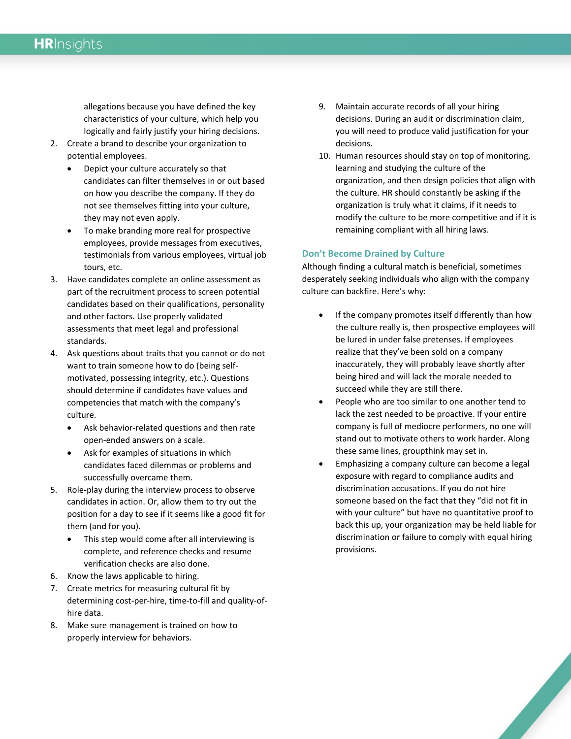allegations because you have defined the key characteristics of your culture, which help you logically and fairly justify your hiring decisions.

2. Create a brand to describe your organization to potential employees.
   - Depict your culture accurately so that candidates can filter themselves in or out based on how you describe the company. If they do not see themselves fitting into your culture, they may not even apply.
   - To make branding more real for prospective employees, provide messages from executives, testimonials from various employees, virtual job tours, etc.
3. Have candidates complete an online assessment as part of the recruitment process to screen potential candidates based on their qualifications, personality and other factors. Use properly validated assessments that meet legal and professional standards.
4. Ask questions about traits that you cannot or do not want to train someone how to do (being self-motivated, possessing integrity, etc.). Questions should determine if candidates have values and competencies that match with the company's culture.
   - Ask behavior-related questions and then rate open-ended answers on a scale.
   - Ask for examples of situations in which candidates faced dilemmas or problems and successfully overcame them.
5. Role-play during the interview process to observe candidates in action. Or, allow them to try out the position for a day to see if it seems like a good fit for them (and for you).
   - This step would come after all interviewing is complete, and reference checks and resume verification checks are also done.
6. Know the laws applicable to hiring.
7. Create metrics for measuring cultural fit by determining cost-per-hire, time-to-fill and quality-of-hire data.
8. Make sure management is trained on how to properly interview for behaviors.
9. Maintain accurate records of all your hiring decisions. During an audit or discrimination claim, you will need to produce valid justification for your decisions.
10. Human resources should stay on top of monitoring, learning and studying the culture of the organization, and then design policies that align with the culture. HR should constantly be asking if the organization is truly what it claims, if it needs to modify the culture to be more competitive and if it is remaining compliant with all hiring laws.

## Don't Become Drained by Culture

Although finding a cultural match is beneficial, sometimes desperately seeking individuals who align with the company culture can backfire. Here's why:

- If the company promotes itself differently than how the culture really is, then prospective employees will be lured in under false pretenses. If employees realize that they've been sold on a company inaccurately, they will probably leave shortly after being hired and will lack the morale needed to succeed while they are still there.
- People who are too similar to one another tend to lack the zest needed to be proactive. If your entire company is full of mediocre performers, no one will stand out to motivate others to work harder. Along these same lines, groupthink may set in.
- Emphasizing a company culture can become a legal exposure with regard to compliance audits and discrimination accusations. If you do not hire someone based on the fact that they "did not fit in with your culture" but have no quantitative proof to back this up, your organization may be held liable for discrimination or failure to comply with equal hiring provisions.